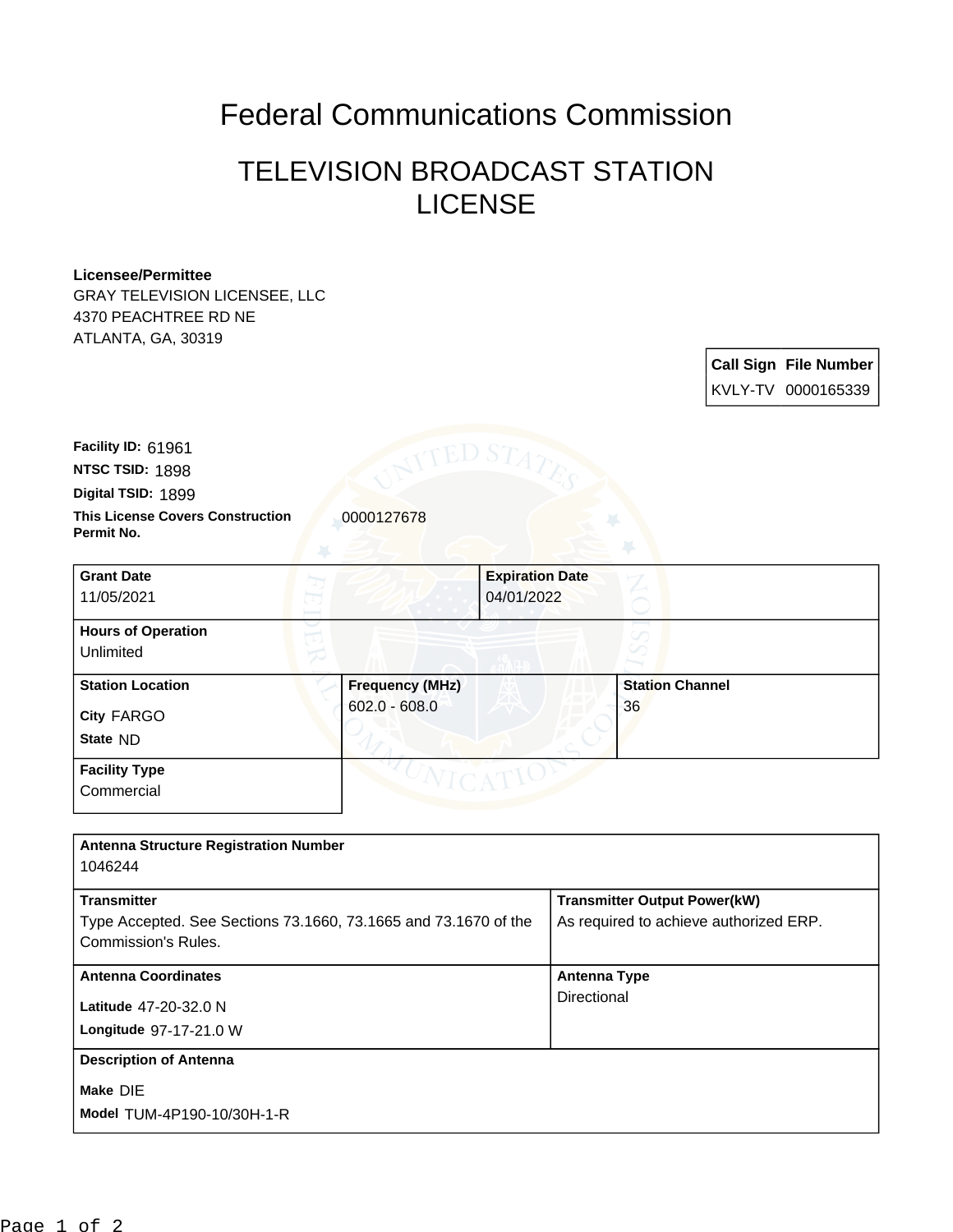# Federal Communications Commission

## TELEVISION BROADCAST STATION LICENSE

**Licensee/Permittee**
GRAY TELEVISION LICENSEE, LLC
4370 PEACHTREE RD NE
ATLANTA, GA, 30319

| Call Sign | File Number |
| --- | --- |
| KVLY-TV | 0000165339 |

**Facility ID:** 61961
**NTSC TSID:** 1898
**Digital TSID:** 1899
**This License Covers Construction Permit No.** 0000127678

| Grant Date | Expiration Date |
| --- | --- |
| 11/05/2021 | 04/01/2022 |

**Hours of Operation**
Unlimited

| Station Location | Frequency (MHz) | Station Channel |
| --- | --- | --- |
| City FARGO<br>State ND | 602.0 - 608.0 | 36 |

**Facility Type**
Commercial

**Antenna Structure Registration Number**
1046244

| Transmitter | Transmitter Output Power(kW) |
| --- | --- |
| Type Accepted. See Sections 73.1660, 73.1665 and 73.1670 of the Commission's Rules. | As required to achieve authorized ERP. |

| Antenna Coordinates | Antenna Type |
| --- | --- |
| Latitude 47-20-32.0 N<br>Longitude 97-17-21.0 W | Directional |

**Description of Antenna**
Make DIE
Model TUM-4P190-10/30H-1-R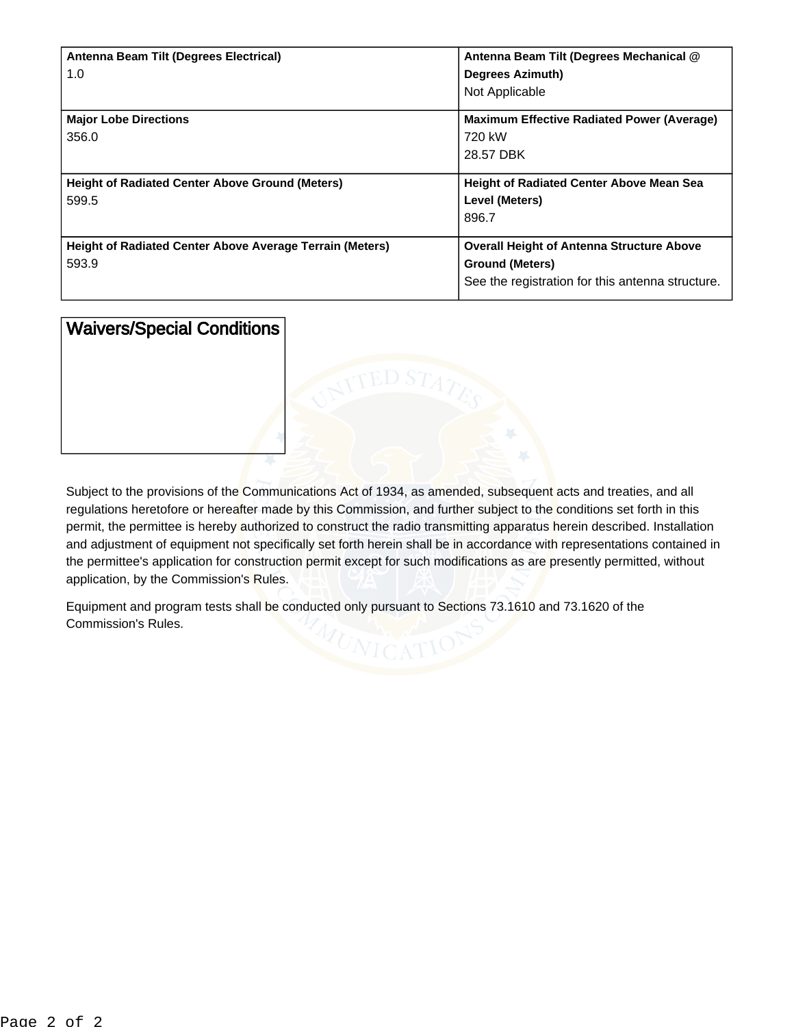| | |
|---|---|
| **Antenna Beam Tilt (Degrees Electrical)**<br>1.0 | **Antenna Beam Tilt (Degrees Mechanical @ Degrees Azimuth)**<br>Not Applicable |
| **Major Lobe Directions**<br>356.0 | **Maximum Effective Radiated Power (Average)**<br>720 kW<br>28.57 DBK |
| **Height of Radiated Center Above Ground (Meters)**<br>599.5 | **Height of Radiated Center Above Mean Sea Level (Meters)**<br>896.7 |
| **Height of Radiated Center Above Average Terrain (Meters)**<br>593.9 | **Overall Height of Antenna Structure Above Ground (Meters)**<br>See the registration for this antenna structure. |

## Waivers/Special Conditions

Subject to the provisions of the Communications Act of 1934, as amended, subsequent acts and treaties, and all regulations heretofore or hereafter made by this Commission, and further subject to the conditions set forth in this permit, the permittee is hereby authorized to construct the radio transmitting apparatus herein described. Installation and adjustment of equipment not specifically set forth herein shall be in accordance with representations contained in the permittee's application for construction permit except for such modifications as are presently permitted, without application, by the Commission's Rules.

Equipment and program tests shall be conducted only pursuant to Sections 73.1610 and 73.1620 of the Commission's Rules.